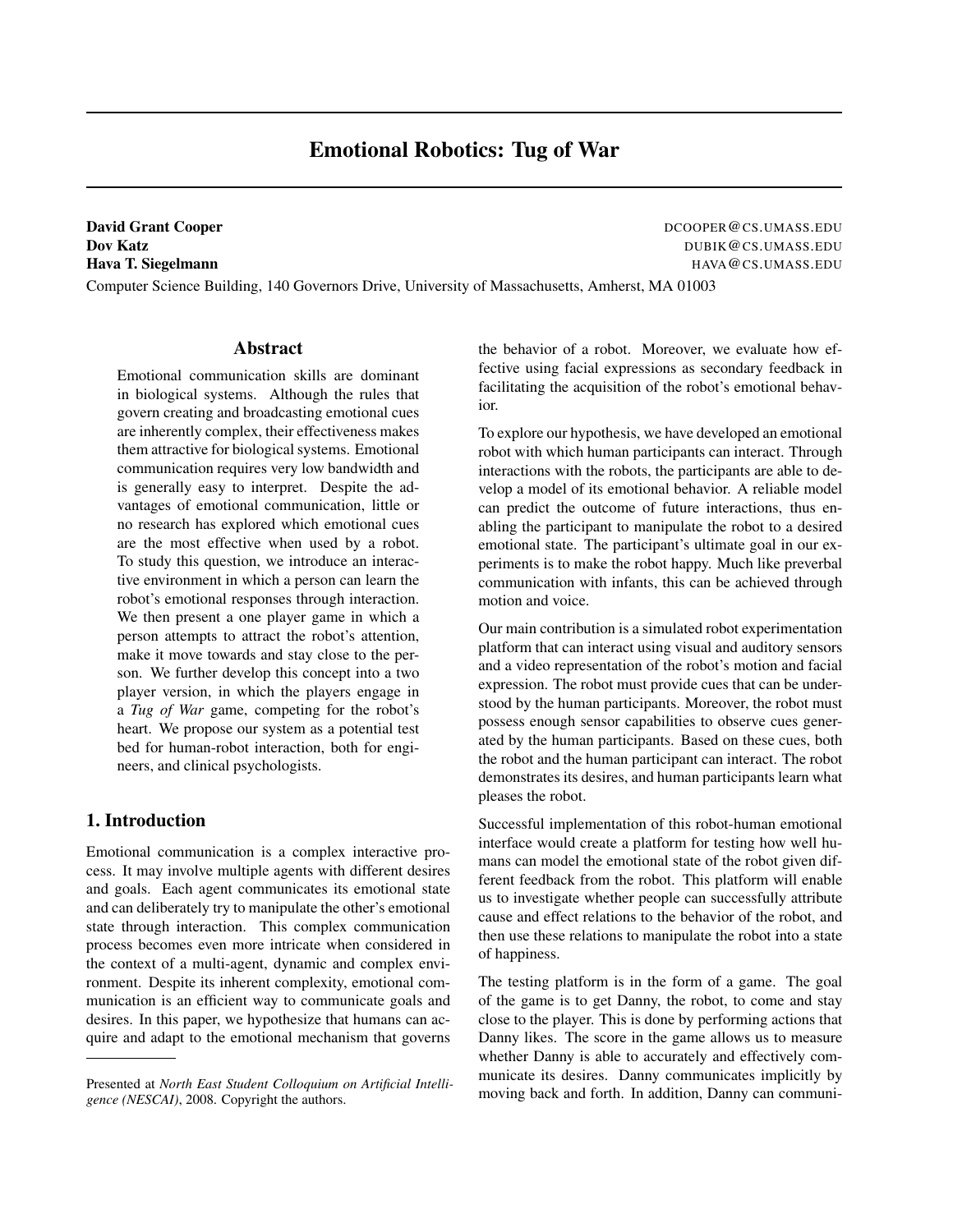# Emotional Robotics: Tug of War

**David Grant Cooper** DCOOPER@CS.UMASS.EDU
**Dov Katz** DUBIK@CS.UMASS.EDU
**Hava T. Siegelmann** HAVA@CS.UMASS.EDU

Computer Science Building, 140 Governors Drive, University of Massachusetts, Amherst, MA 01003

## Abstract

Emotional communication skills are dominant in biological systems. Although the rules that govern creating and broadcasting emotional cues are inherently complex, their effectiveness makes them attractive for biological systems. Emotional communication requires very low bandwidth and is generally easy to interpret. Despite the advantages of emotional communication, little or no research has explored which emotional cues are the most effective when used by a robot. To study this question, we introduce an interactive environment in which a person can learn the robot's emotional responses through interaction. We then present a one player game in which a person attempts to attract the robot's attention, make it move towards and stay close to the person. We further develop this concept into a two player version, in which the players engage in a *Tug of War* game, competing for the robot's heart. We propose our system as a potential test bed for human-robot interaction, both for engineers, and clinical psychologists.

## 1. Introduction

Emotional communication is a complex interactive process. It may involve multiple agents with different desires and goals. Each agent communicates its emotional state and can deliberately try to manipulate the other's emotional state through interaction. This complex communication process becomes even more intricate when considered in the context of a multi-agent, dynamic and complex environment. Despite its inherent complexity, emotional communication is an efficient way to communicate goals and desires. In this paper, we hypothesize that humans can acquire and adapt to the emotional mechanism that governs the behavior of a robot. Moreover, we evaluate how effective using facial expressions as secondary feedback in facilitating the acquisition of the robot's emotional behavior.

To explore our hypothesis, we have developed an emotional robot with which human participants can interact. Through interactions with the robots, the participants are able to develop a model of its emotional behavior. A reliable model can predict the outcome of future interactions, thus enabling the participant to manipulate the robot to a desired emotional state. The participant's ultimate goal in our experiments is to make the robot happy. Much like preverbal communication with infants, this can be achieved through motion and voice.

Our main contribution is a simulated robot experimentation platform that can interact using visual and auditory sensors and a video representation of the robot's motion and facial expression. The robot must provide cues that can be understood by the human participants. Moreover, the robot must possess enough sensor capabilities to observe cues generated by the human participants. Based on these cues, both the robot and the human participant can interact. The robot demonstrates its desires, and human participants learn what pleases the robot.

Successful implementation of this robot-human emotional interface would create a platform for testing how well humans can model the emotional state of the robot given different feedback from the robot. This platform will enable us to investigate whether people can successfully attribute cause and effect relations to the behavior of the robot, and then use these relations to manipulate the robot into a state of happiness.

The testing platform is in the form of a game. The goal of the game is to get Danny, the robot, to come and stay close to the player. This is done by performing actions that Danny likes. The score in the game allows us to measure whether Danny is able to accurately and effectively communicate its desires. Danny communicates implicitly by moving back and forth. In addition, Danny can communi-

---

Presented at *North East Student Colloquium on Artificial Intelligence (NESCAI)*, 2008. Copyright the authors.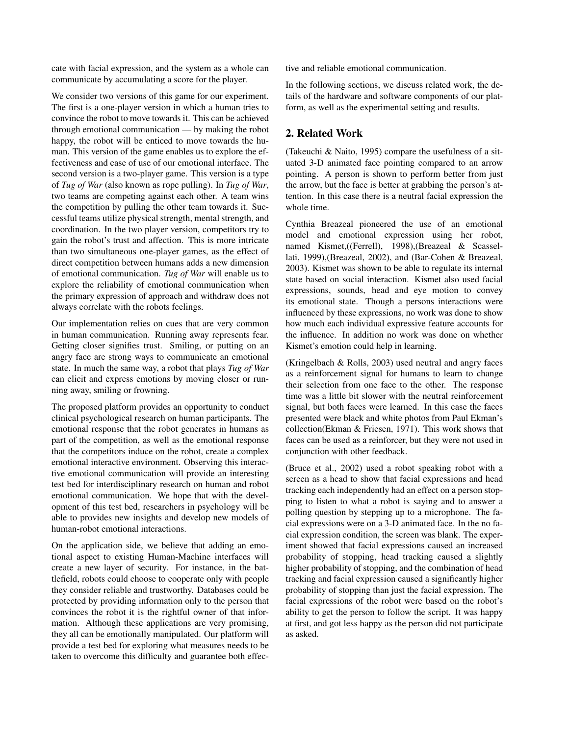cate with facial expression, and the system as a whole can communicate by accumulating a score for the player.

We consider two versions of this game for our experiment. The first is a one-player version in which a human tries to convince the robot to move towards it. This can be achieved through emotional communication — by making the robot happy, the robot will be enticed to move towards the human. This version of the game enables us to explore the effectiveness and ease of use of our emotional interface. The second version is a two-player game. This version is a type of *Tug of War* (also known as rope pulling). In *Tug of War*, two teams are competing against each other. A team wins the competition by pulling the other team towards it. Successful teams utilize physical strength, mental strength, and coordination. In the two player version, competitors try to gain the robot's trust and affection. This is more intricate than two simultaneous one-player games, as the effect of direct competition between humans adds a new dimension of emotional communication. *Tug of War* will enable us to explore the reliability of emotional communication when the primary expression of approach and withdraw does not always correlate with the robots feelings.

Our implementation relies on cues that are very common in human communication. Running away represents fear. Getting closer signifies trust. Smiling, or putting on an angry face are strong ways to communicate an emotional state. In much the same way, a robot that plays *Tug of War* can elicit and express emotions by moving closer or running away, smiling or frowning.

The proposed platform provides an opportunity to conduct clinical psychological research on human participants. The emotional response that the robot generates in humans as part of the competition, as well as the emotional response that the competitors induce on the robot, create a complex emotional interactive environment. Observing this interactive emotional communication will provide an interesting test bed for interdisciplinary research on human and robot emotional communication. We hope that with the development of this test bed, researchers in psychology will be able to provides new insights and develop new models of human-robot emotional interactions.

On the application side, we believe that adding an emotional aspect to existing Human-Machine interfaces will create a new layer of security. For instance, in the battlefield, robots could choose to cooperate only with people they consider reliable and trustworthy. Databases could be protected by providing information only to the person that convinces the robot it is the rightful owner of that information. Although these applications are very promising, they all can be emotionally manipulated. Our platform will provide a test bed for exploring what measures needs to be taken to overcome this difficulty and guarantee both effective and reliable emotional communication.

In the following sections, we discuss related work, the details of the hardware and software components of our platform, as well as the experimental setting and results.

## 2. Related Work

(Takeuchi & Naito, 1995) compare the usefulness of a situated 3-D animated face pointing compared to an arrow pointing. A person is shown to perform better from just the arrow, but the face is better at grabbing the person's attention. In this case there is a neutral facial expression the whole time.

Cynthia Breazeal pioneered the use of an emotional model and emotional expression using her robot, named Kismet,((Ferrell), 1998),(Breazeal & Scassellati, 1999),(Breazeal, 2002), and (Bar-Cohen & Breazeal, 2003). Kismet was shown to be able to regulate its internal state based on social interaction. Kismet also used facial expressions, sounds, head and eye motion to convey its emotional state. Though a persons interactions were influenced by these expressions, no work was done to show how much each individual expressive feature accounts for the influence. In addition no work was done on whether Kismet's emotion could help in learning.

(Kringelbach & Rolls, 2003) used neutral and angry faces as a reinforcement signal for humans to learn to change their selection from one face to the other. The response time was a little bit slower with the neutral reinforcement signal, but both faces were learned. In this case the faces presented were black and white photos from Paul Ekman's collection(Ekman & Friesen, 1971). This work shows that faces can be used as a reinforcer, but they were not used in conjunction with other feedback.

(Bruce et al., 2002) used a robot speaking robot with a screen as a head to show that facial expressions and head tracking each independently had an effect on a person stopping to listen to what a robot is saying and to answer a polling question by stepping up to a microphone. The facial expressions were on a 3-D animated face. In the no facial expression condition, the screen was blank. The experiment showed that facial expressions caused an increased probability of stopping, head tracking caused a slightly higher probability of stopping, and the combination of head tracking and facial expression caused a significantly higher probability of stopping than just the facial expression. The facial expressions of the robot were based on the robot's ability to get the person to follow the script. It was happy at first, and got less happy as the person did not participate as asked.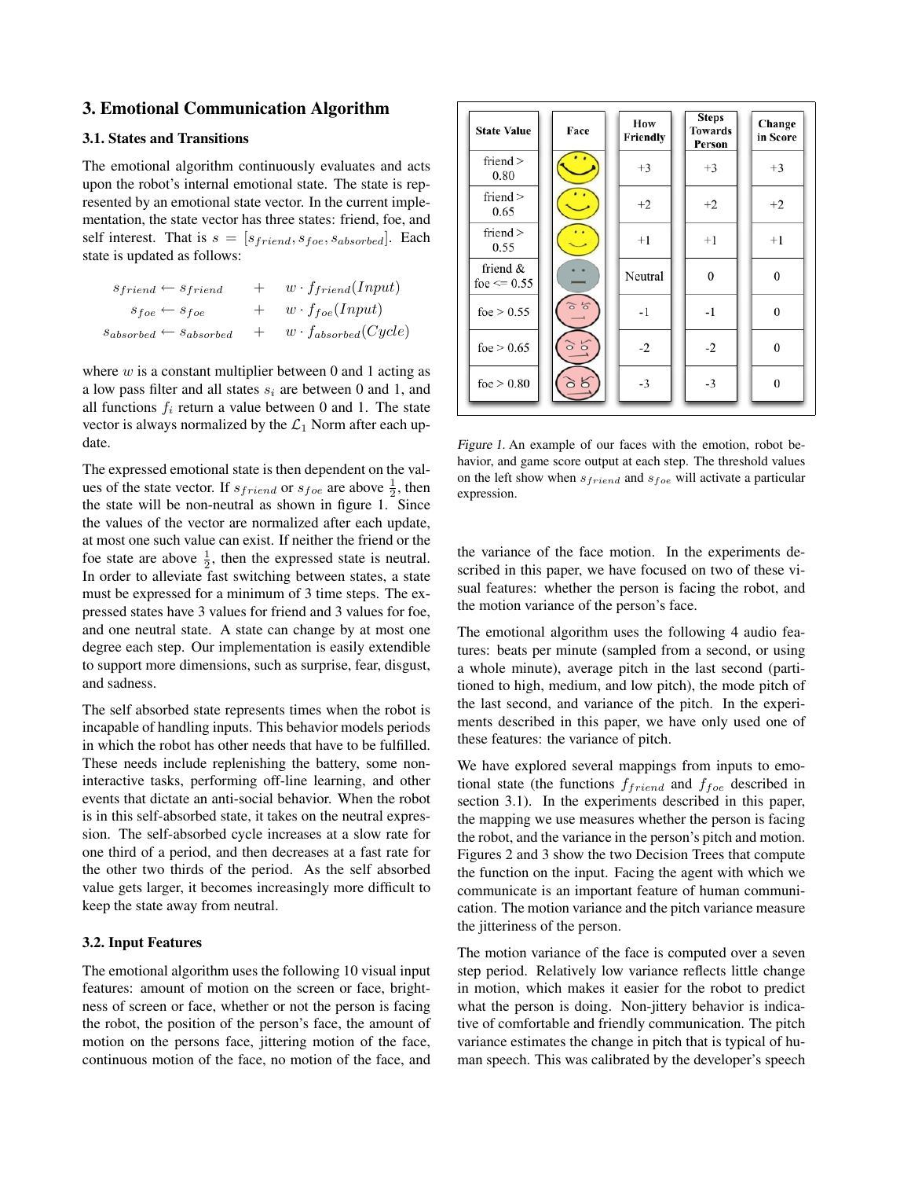## 3. Emotional Communication Algorithm

### 3.1. States and Transitions

The emotional algorithm continuously evaluates and acts upon the robot's internal emotional state. The state is represented by an emotional state vector. In the current implementation, the state vector has three states: friend, foe, and self interest. That is $s = [s_{friend}, s_{foe}, s_{absorbed}]$. Each state is updated as follows:

$$
\begin{aligned}
s_{friend} \leftarrow s_{friend} &\quad + \quad w \cdot f_{friend}(Input) \\
s_{foe} \leftarrow s_{foe} &\quad + \quad w \cdot f_{foe}(Input) \\
s_{absorbed} \leftarrow s_{absorbed} &\quad + \quad w \cdot f_{absorbed}(Cycle)
\end{aligned}
$$

where $w$ is a constant multiplier between 0 and 1 acting as a low pass filter and all states $s_i$ are between 0 and 1, and all functions $f_i$ return a value between 0 and 1. The state vector is always normalized by the $\mathcal{L}_1$ Norm after each update.

The expressed emotional state is then dependent on the values of the state vector. If $s_{friend}$ or $s_{foe}$ are above $\frac{1}{2}$, then the state will be non-neutral as shown in figure 1. Since the values of the vector are normalized after each update, at most one such value can exist. If neither the friend or the foe state are above $\frac{1}{2}$, then the expressed state is neutral. In order to alleviate fast switching between states, a state must be expressed for a minimum of 3 time steps. The expressed states have 3 values for friend and 3 values for foe, and one neutral state. A state can change by at most one degree each step. Our implementation is easily extendible to support more dimensions, such as surprise, fear, disgust, and sadness.

The self absorbed state represents times when the robot is incapable of handling inputs. This behavior models periods in which the robot has other needs that have to be fulfilled. These needs include replenishing the battery, some non-interactive tasks, performing off-line learning, and other events that dictate an anti-social behavior. When the robot is in this self-absorbed state, it takes on the neutral expression. The self-absorbed cycle increases at a slow rate for one third of a period, and then decreases at a fast rate for the other two thirds of the period. As the self absorbed value gets larger, it becomes increasingly more difficult to keep the state away from neutral.

| State Value | Face | How Friendly | Steps Towards Person | Change in Score |
|---|---|---|---|---|
| friend > 0.80 | | +3 | +3 | +3 |
| friend > 0.65 | | +2 | +2 | +2 |
| friend > 0.55 | | +1 | +1 | +1 |
| friend & foe <= 0.55 | | Neutral | 0 | 0 |
| foe > 0.55 | | -1 | -1 | 0 |
| foe > 0.65 | | -2 | -2 | 0 |
| foe > 0.80 | | -3 | -3 | 0 |

Figure 1. An example of our faces with the emotion, robot behavior, and game score output at each step. The threshold values on the left show when $s_{friend}$ and $s_{foe}$ will activate a particular expression.

### 3.2. Input Features

The emotional algorithm uses the following 10 visual input features: amount of motion on the screen or face, brightness of screen or face, whether or not the person is facing the robot, the position of the person's face, the amount of motion on the persons face, jittering motion of the face, continuous motion of the face, no motion of the face, and the variance of the face motion. In the experiments described in this paper, we have focused on two of these visual features: whether the person is facing the robot, and the motion variance of the person's face.

The emotional algorithm uses the following 4 audio features: beats per minute (sampled from a second, or using a whole minute), average pitch in the last second (partitioned to high, medium, and low pitch), the mode pitch of the last second, and variance of the pitch. In the experiments described in this paper, we have only used one of these features: the variance of pitch.

We have explored several mappings from inputs to emotional state (the functions $f_{friend}$ and $f_{foe}$ described in section 3.1). In the experiments described in this paper, the mapping we use measures whether the person is facing the robot, and the variance in the person's pitch and motion. Figures 2 and 3 show the two Decision Trees that compute the function on the input. Facing the agent with which we communicate is an important feature of human communication. The motion variance and the pitch variance measure the jitteriness of the person.

The motion variance of the face is computed over a seven step period. Relatively low variance reflects little change in motion, which makes it easier for the robot to predict what the person is doing. Non-jittery behavior is indicative of comfortable and friendly communication. The pitch variance estimates the change in pitch that is typical of human speech. This was calibrated by the developer's speech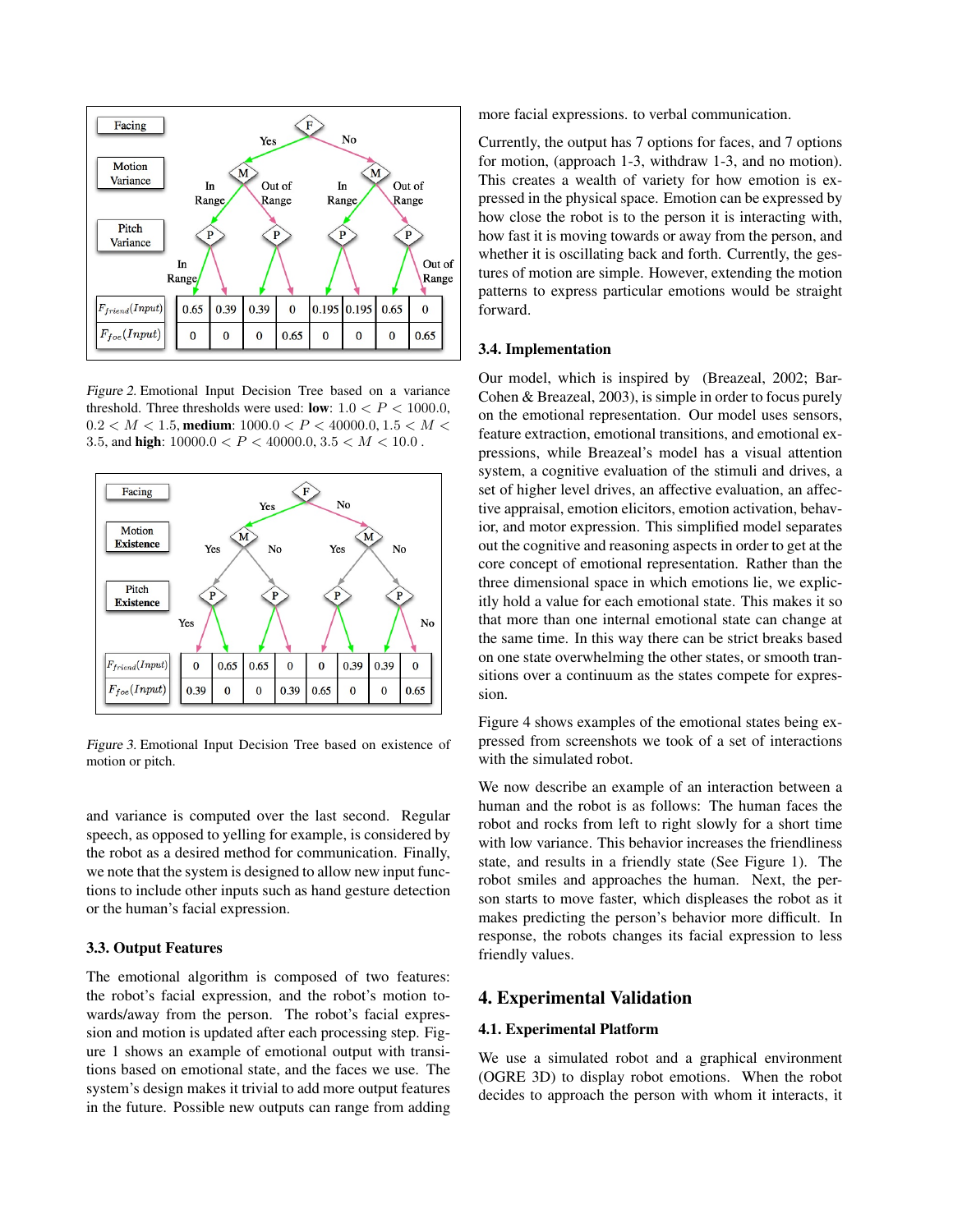| | | | | | | | | |
|---|---|---|---|---|---|---|---|---|
| $F_{friend}(Input)$ | 0.65 | 0.39 | 0.39 | 0 | 0.195 | 0.195 | 0.65 | 0 |
| $F_{foe}(Input)$ | 0 | 0 | 0 | 0.65 | 0 | 0 | 0 | 0.65 |

*Figure 2.* Emotional Input Decision Tree based on a variance threshold. Three thresholds were used: **low**: $1.0 < P < 1000.0$, $0.2 < M < 1.5$, **medium**: $1000.0 < P < 40000.0, 1.5 < M < 3.5$, and **high**: $10000.0 < P < 40000.0$, $3.5 < M < 10.0$ .

| | | | | | | | | |
|---|---|---|---|---|---|---|---|---|
| $F_{friend}(Input)$ | 0 | 0.65 | 0.65 | 0 | 0 | 0.39 | 0.39 | 0 |
| $F_{foe}(Input)$ | 0.39 | 0 | 0 | 0.39 | 0.65 | 0 | 0 | 0.65 |

*Figure 3.* Emotional Input Decision Tree based on existence of motion or pitch.

and variance is computed over the last second. Regular speech, as opposed to yelling for example, is considered by the robot as a desired method for communication. Finally, we note that the system is designed to allow new input functions to include other inputs such as hand gesture detection or the human's facial expression.

### 3.3. Output Features

The emotional algorithm is composed of two features: the robot's facial expression, and the robot's motion towards/away from the person. The robot's facial expression and motion is updated after each processing step. Figure 1 shows an example of emotional output with transitions based on emotional state, and the faces we use. The system's design makes it trivial to add more output features in the future. Possible new outputs can range from adding more facial expressions. to verbal communication.

Currently, the output has 7 options for faces, and 7 options for motion, (approach 1-3, withdraw 1-3, and no motion). This creates a wealth of variety for how emotion is expressed in the physical space. Emotion can be expressed by how close the robot is to the person it is interacting with, how fast it is moving towards or away from the person, and whether it is oscillating back and forth. Currently, the gestures of motion are simple. However, extending the motion patterns to express particular emotions would be straight forward.

### 3.4. Implementation

Our model, which is inspired by (Breazeal, 2002; Bar-Cohen & Breazeal, 2003), is simple in order to focus purely on the emotional representation. Our model uses sensors, feature extraction, emotional transitions, and emotional expressions, while Breazeal's model has a visual attention system, a cognitive evaluation of the stimuli and drives, a set of higher level drives, an affective evaluation, an affective appraisal, emotion elicitors, emotion activation, behavior, and motor expression. This simplified model separates out the cognitive and reasoning aspects in order to get at the core concept of emotional representation. Rather than the three dimensional space in which emotions lie, we explicitly hold a value for each emotional state. This makes it so that more than one internal emotional state can change at the same time. In this way there can be strict breaks based on one state overwhelming the other states, or smooth transitions over a continuum as the states compete for expression.

Figure 4 shows examples of the emotional states being expressed from screenshots we took of a set of interactions with the simulated robot.

We now describe an example of an interaction between a human and the robot is as follows: The human faces the robot and rocks from left to right slowly for a short time with low variance. This behavior increases the friendliness state, and results in a friendly state (See Figure 1). The robot smiles and approaches the human. Next, the person starts to move faster, which displeases the robot as it makes predicting the person's behavior more difficult. In response, the robots changes its facial expression to less friendly values.

## 4. Experimental Validation

### 4.1. Experimental Platform

We use a simulated robot and a graphical environment (OGRE 3D) to display robot emotions. When the robot decides to approach the person with whom it interacts, it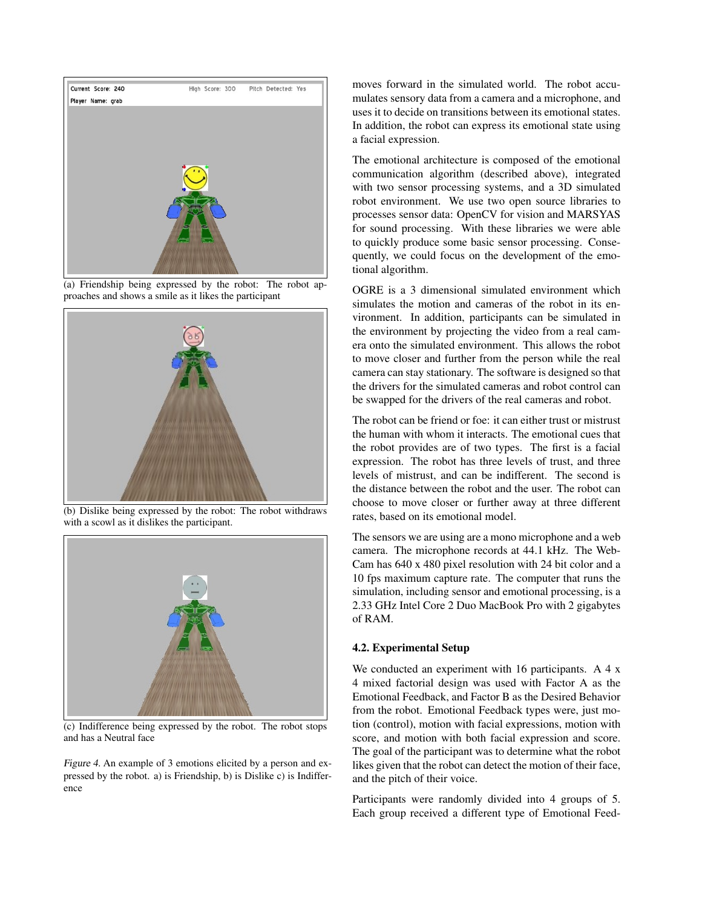(a) Friendship being expressed by the robot: The robot approaches and shows a smile as it likes the participant

(b) Dislike being expressed by the robot: The robot withdraws with a scowl as it dislikes the participant.

(c) Indifference being expressed by the robot. The robot stops and has a Neutral face

*Figure 4.* An example of 3 emotions elicited by a person and expressed by the robot. a) is Friendship, b) is Dislike c) is Indifference

moves forward in the simulated world. The robot accumulates sensory data from a camera and a microphone, and uses it to decide on transitions between its emotional states. In addition, the robot can express its emotional state using a facial expression.

The emotional architecture is composed of the emotional communication algorithm (described above), integrated with two sensor processing systems, and a 3D simulated robot environment. We use two open source libraries to processes sensor data: OpenCV for vision and MARSYAS for sound processing. With these libraries we were able to quickly produce some basic sensor processing. Consequently, we could focus on the development of the emotional algorithm.

OGRE is a 3 dimensional simulated environment which simulates the motion and cameras of the robot in its environment. In addition, participants can be simulated in the environment by projecting the video from a real camera onto the simulated environment. This allows the robot to move closer and further from the person while the real camera can stay stationary. The software is designed so that the drivers for the simulated cameras and robot control can be swapped for the drivers of the real cameras and robot.

The robot can be friend or foe: it can either trust or mistrust the human with whom it interacts. The emotional cues that the robot provides are of two types. The first is a facial expression. The robot has three levels of trust, and three levels of mistrust, and can be indifferent. The second is the distance between the robot and the user. The robot can choose to move closer or further away at three different rates, based on its emotional model.

The sensors we are using are a mono microphone and a web camera. The microphone records at 44.1 kHz. The WebCam has 640 x 480 pixel resolution with 24 bit color and a 10 fps maximum capture rate. The computer that runs the simulation, including sensor and emotional processing, is a 2.33 GHz Intel Core 2 Duo MacBook Pro with 2 gigabytes of RAM.

### 4.2. Experimental Setup

We conducted an experiment with 16 participants. A 4 x 4 mixed factorial design was used with Factor A as the Emotional Feedback, and Factor B as the Desired Behavior from the robot. Emotional Feedback types were, just motion (control), motion with facial expressions, motion with score, and motion with both facial expression and score. The goal of the participant was to determine what the robot likes given that the robot can detect the motion of their face, and the pitch of their voice.

Participants were randomly divided into 4 groups of 5. Each group received a different type of Emotional Feed-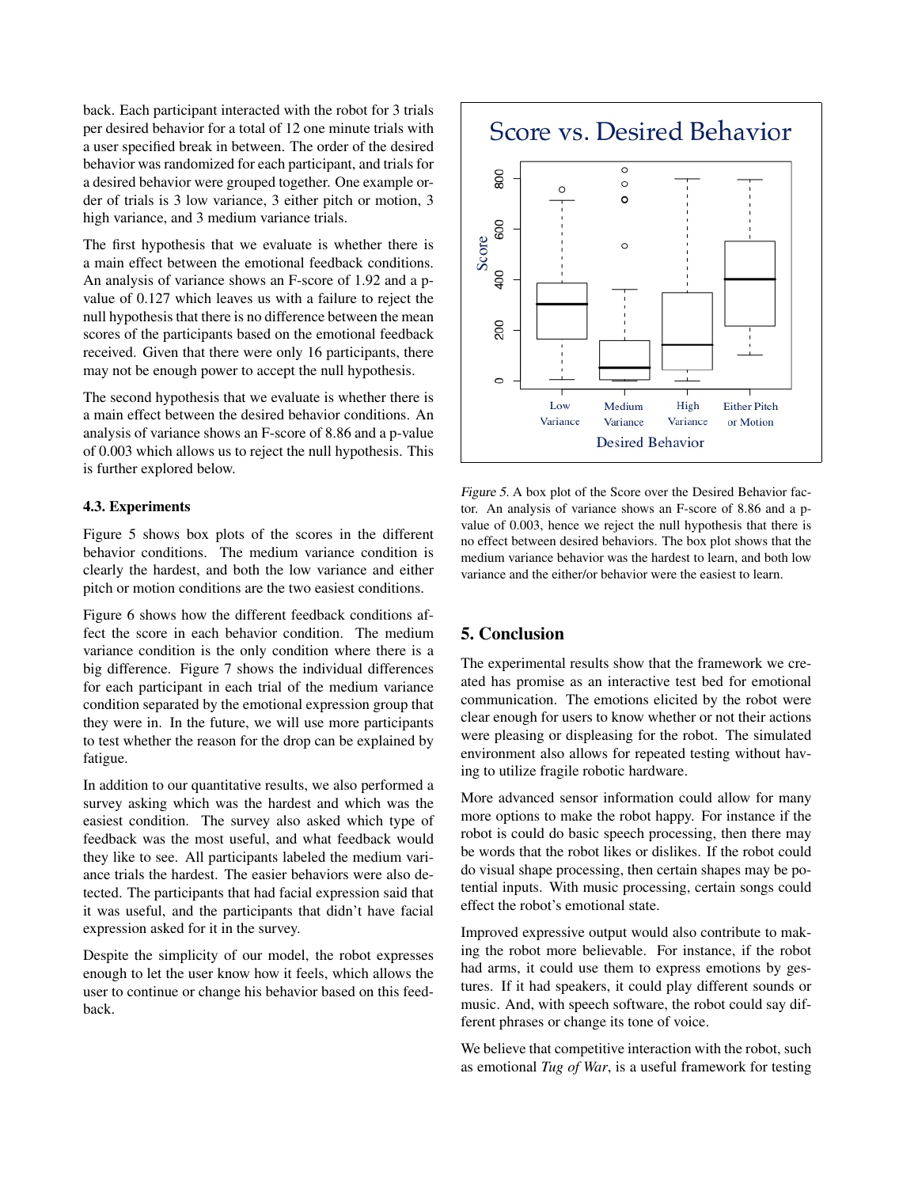back. Each participant interacted with the robot for 3 trials per desired behavior for a total of 12 one minute trials with a user specified break in between. The order of the desired behavior was randomized for each participant, and trials for a desired behavior were grouped together. One example order of trials is 3 low variance, 3 either pitch or motion, 3 high variance, and 3 medium variance trials.

The first hypothesis that we evaluate is whether there is a main effect between the emotional feedback conditions. An analysis of variance shows an F-score of 1.92 and a p-value of 0.127 which leaves us with a failure to reject the null hypothesis that there is no difference between the mean scores of the participants based on the emotional feedback received. Given that there were only 16 participants, there may not be enough power to accept the null hypothesis.

The second hypothesis that we evaluate is whether there is a main effect between the desired behavior conditions. An analysis of variance shows an F-score of 8.86 and a p-value of 0.003 which allows us to reject the null hypothesis. This is further explored below.

#### 4.3. Experiments

Figure 5 shows box plots of the scores in the different behavior conditions. The medium variance condition is clearly the hardest, and both the low variance and either pitch or motion conditions are the two easiest conditions.

Figure 6 shows how the different feedback conditions affect the score in each behavior condition. The medium variance condition is the only condition where there is a big difference. Figure 7 shows the individual differences for each participant in each trial of the medium variance condition separated by the emotional expression group that they were in. In the future, we will use more participants to test whether the reason for the drop can be explained by fatigue.

In addition to our quantitative results, we also performed a survey asking which was the hardest and which was the easiest condition. The survey also asked which type of feedback was the most useful, and what feedback would they like to see. All participants labeled the medium variance trials the hardest. The easier behaviors were also detected. The participants that had facial expression said that it was useful, and the participants that didn't have facial expression asked for it in the survey.

Despite the simplicity of our model, the robot expresses enough to let the user know how it feels, which allows the user to continue or change his behavior based on this feedback.

*Figure 5.* A box plot of the Score over the Desired Behavior factor. An analysis of variance shows an F-score of 8.86 and a p-value of 0.003, hence we reject the null hypothesis that there is no effect between desired behaviors. The box plot shows that the medium variance behavior was the hardest to learn, and both low variance and the either/or behavior were the easiest to learn.

## 5. Conclusion

The experimental results show that the framework we created has promise as an interactive test bed for emotional communication. The emotions elicited by the robot were clear enough for users to know whether or not their actions were pleasing or displeasing for the robot. The simulated environment also allows for repeated testing without having to utilize fragile robotic hardware.

More advanced sensor information could allow for many more options to make the robot happy. For instance if the robot is could do basic speech processing, then there may be words that the robot likes or dislikes. If the robot could do visual shape processing, then certain shapes may be potential inputs. With music processing, certain songs could effect the robot's emotional state.

Improved expressive output would also contribute to making the robot more believable. For instance, if the robot had arms, it could use them to express emotions by gestures. If it had speakers, it could play different sounds or music. And, with speech software, the robot could say different phrases or change its tone of voice.

We believe that competitive interaction with the robot, such as emotional *Tug of War*, is a useful framework for testing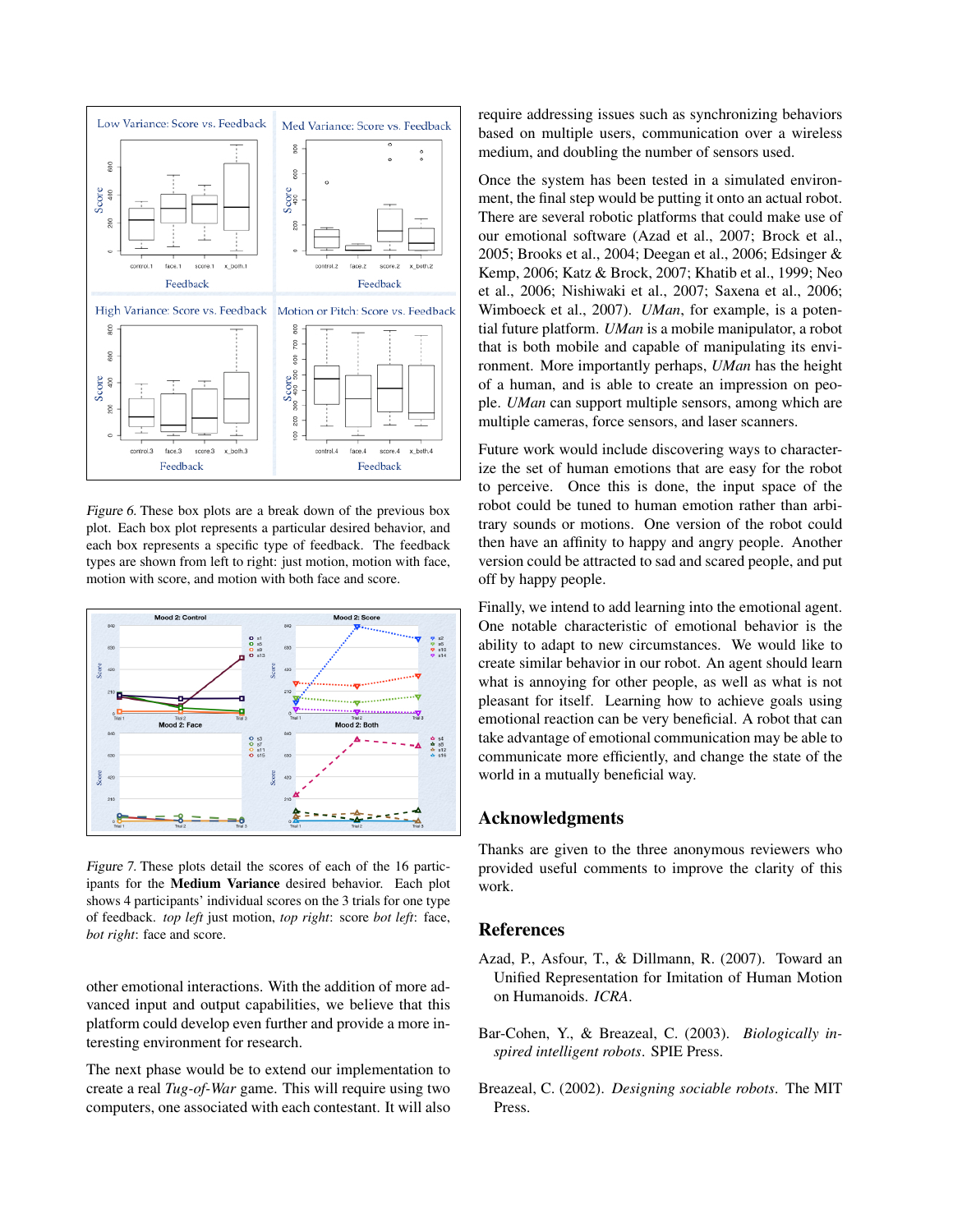*Figure 6.* These box plots are a break down of the previous box plot. Each box plot represents a particular desired behavior, and each box represents a specific type of feedback. The feedback types are shown from left to right: just motion, motion with face, motion with score, and motion with both face and score.

*Figure 7.* These plots detail the scores of each of the 16 participants for the **Medium Variance** desired behavior. Each plot shows 4 participants' individual scores on the 3 trials for one type of feedback. *top left* just motion, *top right*: score *bot left*: face, *bot right*: face and score.

other emotional interactions. With the addition of more advanced input and output capabilities, we believe that this platform could develop even further and provide a more interesting environment for research.

The next phase would be to extend our implementation to create a real *Tug-of-War* game. This will require using two computers, one associated with each contestant. It will also require addressing issues such as synchronizing behaviors based on multiple users, communication over a wireless medium, and doubling the number of sensors used.

Once the system has been tested in a simulated environment, the final step would be putting it onto an actual robot. There are several robotic platforms that could make use of our emotional software (Azad et al., 2007; Brock et al., 2005; Brooks et al., 2004; Deegan et al., 2006; Edsinger & Kemp, 2006; Katz & Brock, 2007; Khatib et al., 1999; Neo et al., 2006; Nishiwaki et al., 2007; Saxena et al., 2006; Wimboeck et al., 2007). *UMan*, for example, is a potential future platform. *UMan* is a mobile manipulator, a robot that is both mobile and capable of manipulating its environment. More importantly perhaps, *UMan* has the height of a human, and is able to create an impression on people. *UMan* can support multiple sensors, among which are multiple cameras, force sensors, and laser scanners.

Future work would include discovering ways to characterize the set of human emotions that are easy for the robot to perceive. Once this is done, the input space of the robot could be tuned to human emotion rather than arbitrary sounds or motions. One version of the robot could then have an affinity to happy and angry people. Another version could be attracted to sad and scared people, and put off by happy people.

Finally, we intend to add learning into the emotional agent. One notable characteristic of emotional behavior is the ability to adapt to new circumstances. We would like to create similar behavior in our robot. An agent should learn what is annoying for other people, as well as what is not pleasant for itself. Learning how to achieve goals using emotional reaction can be very beneficial. A robot that can take advantage of emotional communication may be able to communicate more efficiently, and change the state of the world in a mutually beneficial way.

## Acknowledgments

Thanks are given to the three anonymous reviewers who provided useful comments to improve the clarity of this work.

## References

Azad, P., Asfour, T., & Dillmann, R. (2007). Toward an Unified Representation for Imitation of Human Motion on Humanoids. *ICRA*.

Bar-Cohen, Y., & Breazeal, C. (2003). *Biologically inspired intelligent robots*. SPIE Press.

Breazeal, C. (2002). *Designing sociable robots*. The MIT Press.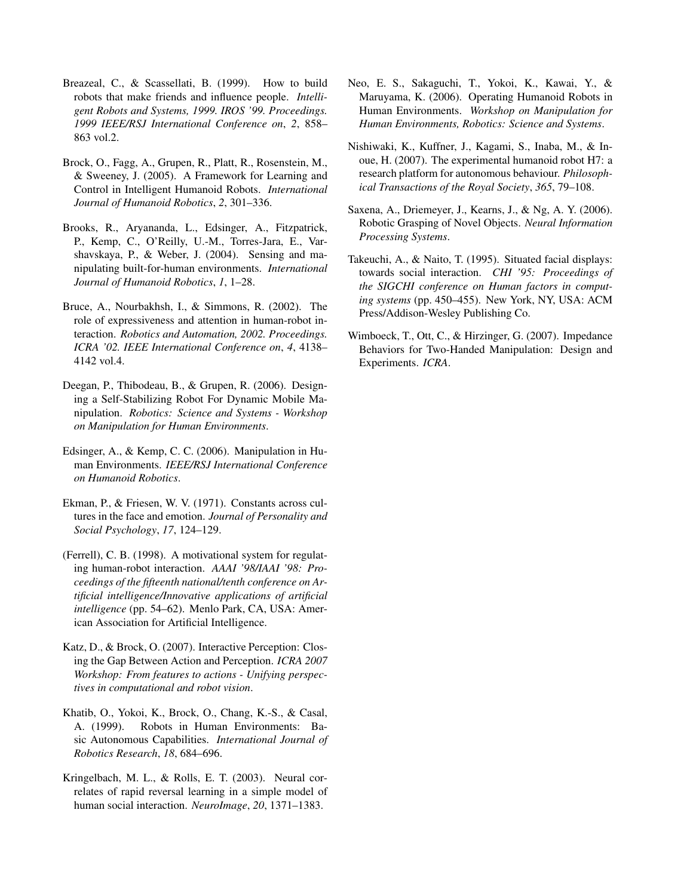Breazeal, C., & Scassellati, B. (1999). How to build robots that make friends and influence people. *Intelligent Robots and Systems, 1999. IROS '99. Proceedings. 1999 IEEE/RSJ International Conference on*, *2*, 858–863 vol.2.

Brock, O., Fagg, A., Grupen, R., Platt, R., Rosenstein, M., & Sweeney, J. (2005). A Framework for Learning and Control in Intelligent Humanoid Robots. *International Journal of Humanoid Robotics*, *2*, 301–336.

Brooks, R., Aryananda, L., Edsinger, A., Fitzpatrick, P., Kemp, C., O'Reilly, U.-M., Torres-Jara, E., Varshavskaya, P., & Weber, J. (2004). Sensing and manipulating built-for-human environments. *International Journal of Humanoid Robotics*, *1*, 1–28.

Bruce, A., Nourbakhsh, I., & Simmons, R. (2002). The role of expressiveness and attention in human-robot interaction. *Robotics and Automation, 2002. Proceedings. ICRA '02. IEEE International Conference on*, *4*, 4138–4142 vol.4.

Deegan, P., Thibodeau, B., & Grupen, R. (2006). Designing a Self-Stabilizing Robot For Dynamic Mobile Manipulation. *Robotics: Science and Systems - Workshop on Manipulation for Human Environments*.

Edsinger, A., & Kemp, C. C. (2006). Manipulation in Human Environments. *IEEE/RSJ International Conference on Humanoid Robotics*.

Ekman, P., & Friesen, W. V. (1971). Constants across cultures in the face and emotion. *Journal of Personality and Social Psychology*, *17*, 124–129.

(Ferrell), C. B. (1998). A motivational system for regulating human-robot interaction. *AAAI '98/IAAI '98: Proceedings of the fifteenth national/tenth conference on Artificial intelligence/Innovative applications of artificial intelligence* (pp. 54–62). Menlo Park, CA, USA: American Association for Artificial Intelligence.

Katz, D., & Brock, O. (2007). Interactive Perception: Closing the Gap Between Action and Perception. *ICRA 2007 Workshop: From features to actions - Unifying perspectives in computational and robot vision*.

Khatib, O., Yokoi, K., Brock, O., Chang, K.-S., & Casal, A. (1999). Robots in Human Environments: Basic Autonomous Capabilities. *International Journal of Robotics Research*, *18*, 684–696.

Kringelbach, M. L., & Rolls, E. T. (2003). Neural correlates of rapid reversal learning in a simple model of human social interaction. *NeuroImage*, *20*, 1371–1383.

Neo, E. S., Sakaguchi, T., Yokoi, K., Kawai, Y., & Maruyama, K. (2006). Operating Humanoid Robots in Human Environments. *Workshop on Manipulation for Human Environments, Robotics: Science and Systems*.

Nishiwaki, K., Kuffner, J., Kagami, S., Inaba, M., & Inoue, H. (2007). The experimental humanoid robot H7: a research platform for autonomous behaviour. *Philosophical Transactions of the Royal Society*, *365*, 79–108.

Saxena, A., Driemeyer, J., Kearns, J., & Ng, A. Y. (2006). Robotic Grasping of Novel Objects. *Neural Information Processing Systems*.

Takeuchi, A., & Naito, T. (1995). Situated facial displays: towards social interaction. *CHI '95: Proceedings of the SIGCHI conference on Human factors in computing systems* (pp. 450–455). New York, NY, USA: ACM Press/Addison-Wesley Publishing Co.

Wimboeck, T., Ott, C., & Hirzinger, G. (2007). Impedance Behaviors for Two-Handed Manipulation: Design and Experiments. *ICRA*.